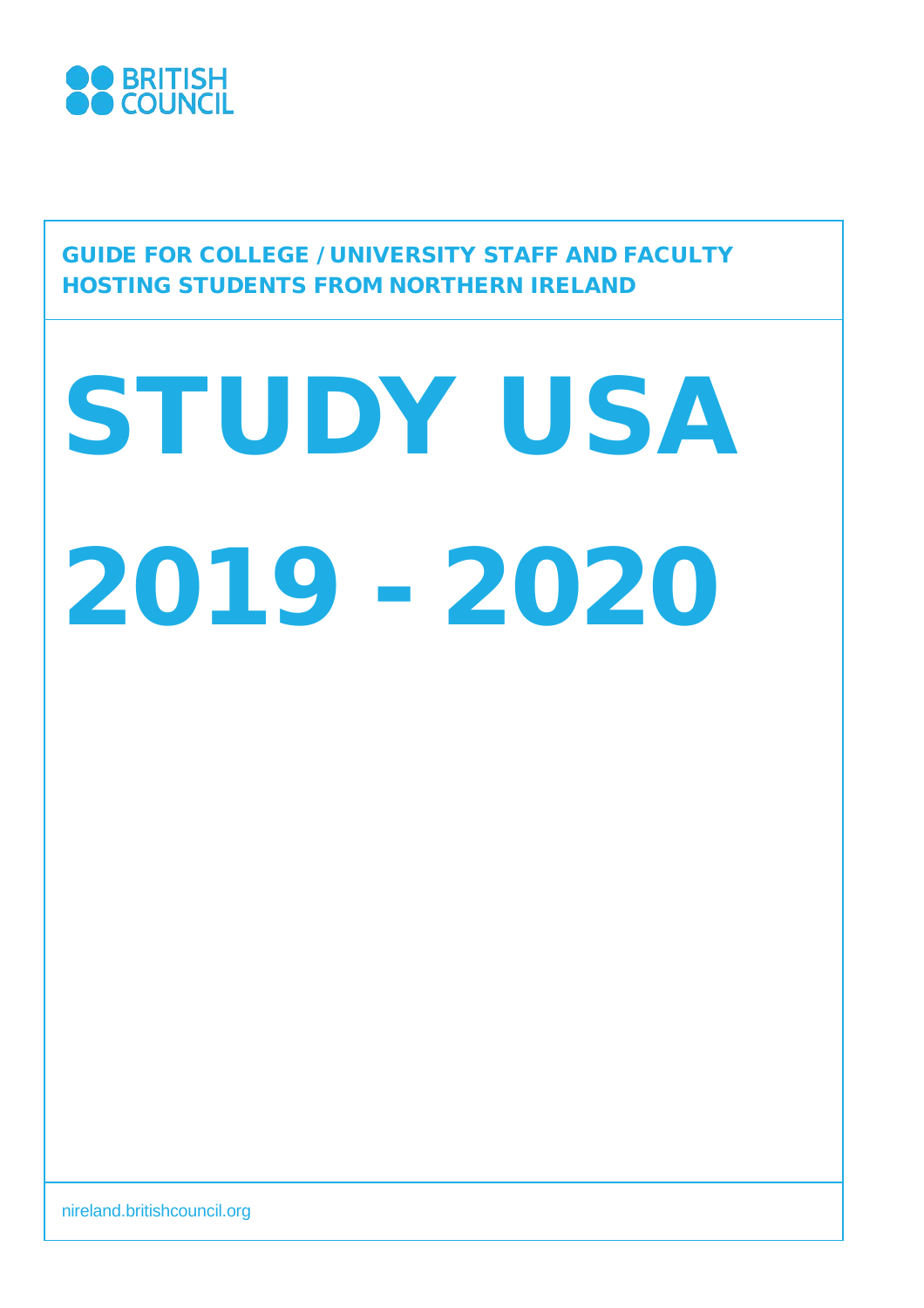BRITISH COUNCIL

**GUIDE FOR COLLEGE / UNIVERSITY STAFF AND FACULTY HOSTING STUDENTS FROM NORTHERN IRELAND**

# STUDY USA 2019 - 2020

nireland.britishcouncil.org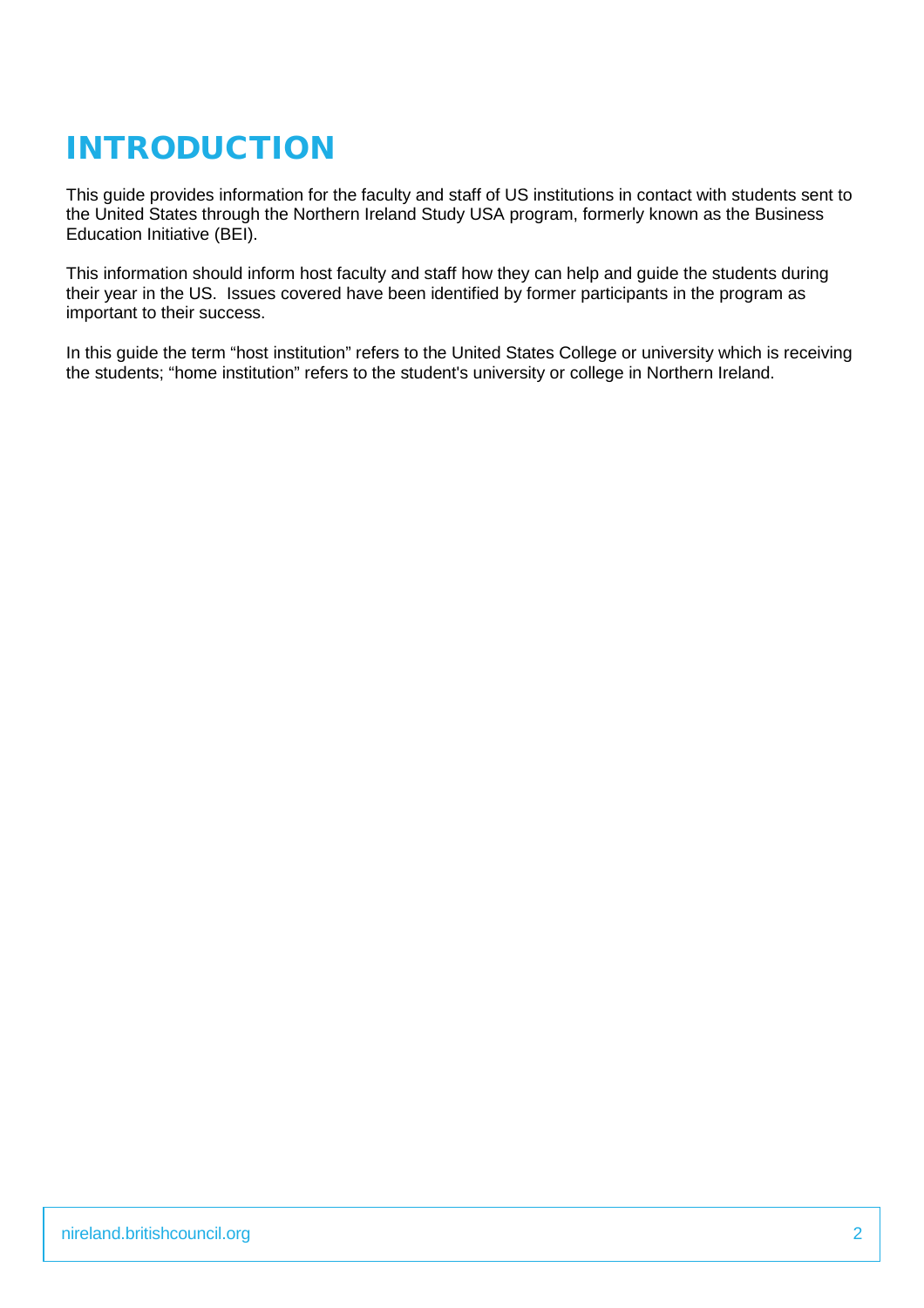# INTRODUCTION

This guide provides information for the faculty and staff of US institutions in contact with students sent to the United States through the Northern Ireland Study USA program, formerly known as the Business Education Initiative (BEI).

This information should inform host faculty and staff how they can help and guide the students during their year in the US. Issues covered have been identified by former participants in the program as important to their success.

In this guide the term “host institution” refers to the United States College or university which is receiving the students; “home institution” refers to the student's university or college in Northern Ireland.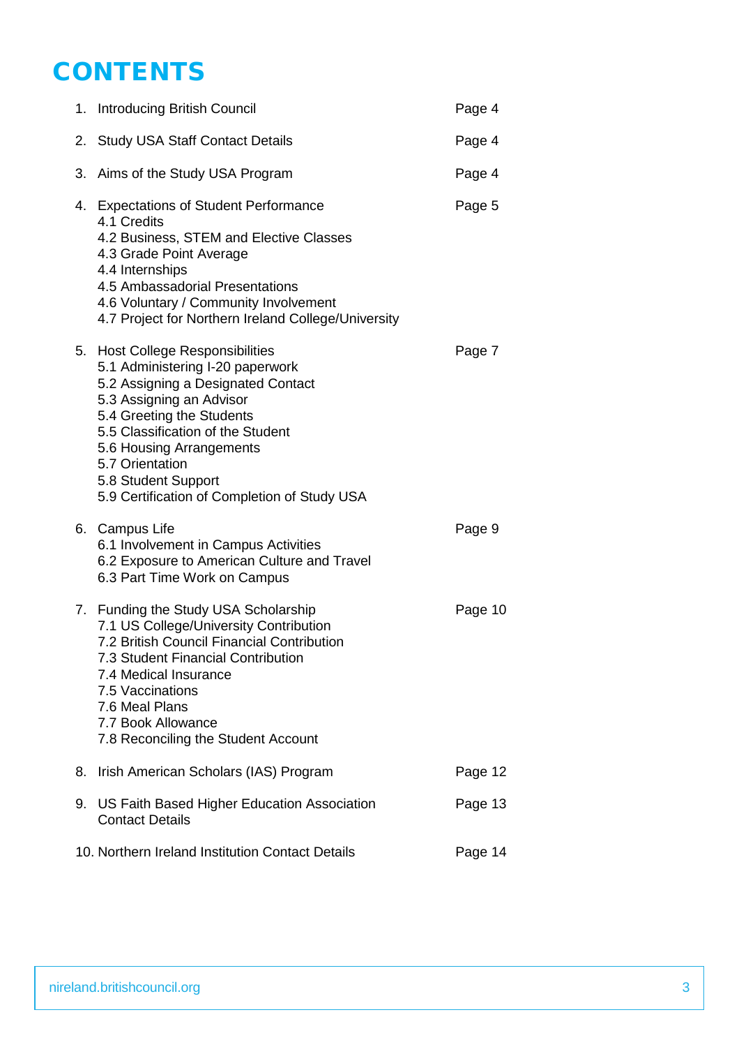# CONTENTS

| | |
|---|---|
| 1. Introducing British Council | Page 4 |
| 2. Study USA Staff Contact Details | Page 4 |
| 3. Aims of the Study USA Program | Page 4 |
| 4. Expectations of Student Performance<br>4.1 Credits<br>4.2 Business, STEM and Elective Classes<br>4.3 Grade Point Average<br>4.4 Internships<br>4.5 Ambassadorial Presentations<br>4.6 Voluntary / Community Involvement<br>4.7 Project for Northern Ireland College/University | Page 5 |
| 5. Host College Responsibilities<br>5.1 Administering I-20 paperwork<br>5.2 Assigning a Designated Contact<br>5.3 Assigning an Advisor<br>5.4 Greeting the Students<br>5.5 Classification of the Student<br>5.6 Housing Arrangements<br>5.7 Orientation<br>5.8 Student Support<br>5.9 Certification of Completion of Study USA | Page 7 |
| 6. Campus Life<br>6.1 Involvement in Campus Activities<br>6.2 Exposure to American Culture and Travel<br>6.3 Part Time Work on Campus | Page 9 |
| 7. Funding the Study USA Scholarship<br>7.1 US College/University Contribution<br>7.2 British Council Financial Contribution<br>7.3 Student Financial Contribution<br>7.4 Medical Insurance<br>7.5 Vaccinations<br>7.6 Meal Plans<br>7.7 Book Allowance<br>7.8 Reconciling the Student Account | Page 10 |
| 8. Irish American Scholars (IAS) Program | Page 12 |
| 9. US Faith Based Higher Education Association Contact Details | Page 13 |
| 10. Northern Ireland Institution Contact Details | Page 14 |

nireland.britishcouncil.org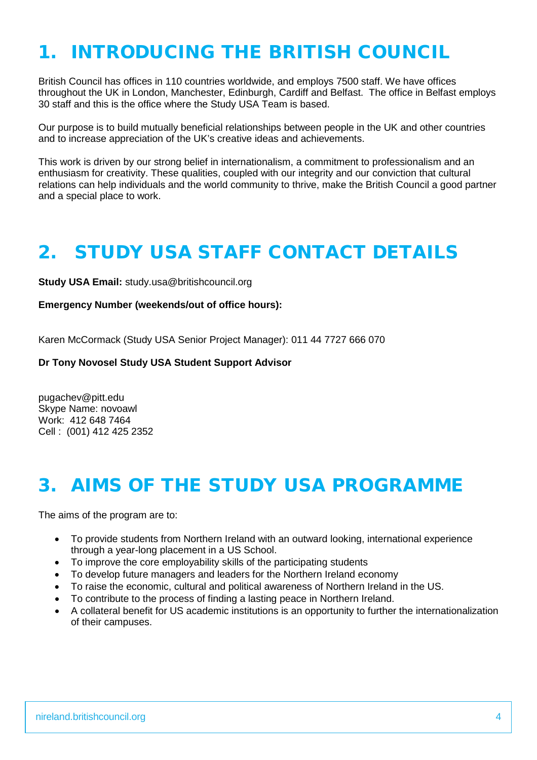# 1. INTRODUCING THE BRITISH COUNCIL

British Council has offices in 110 countries worldwide, and employs 7500 staff. We have offices throughout the UK in London, Manchester, Edinburgh, Cardiff and Belfast. The office in Belfast employs 30 staff and this is the office where the Study USA Team is based.

Our purpose is to build mutually beneficial relationships between people in the UK and other countries and to increase appreciation of the UK's creative ideas and achievements.

This work is driven by our strong belief in internationalism, a commitment to professionalism and an enthusiasm for creativity. These qualities, coupled with our integrity and our conviction that cultural relations can help individuals and the world community to thrive, make the British Council a good partner and a special place to work.

# 2. STUDY USA STAFF CONTACT DETAILS

**Study USA Email:** study.usa@britishcouncil.org

**Emergency Number (weekends/out of office hours):**

Karen McCormack (Study USA Senior Project Manager): 011 44 7727 666 070

**Dr Tony Novosel Study USA Student Support Advisor**

pugachev@pitt.edu
Skype Name: novoawl
Work: 412 648 7464
Cell : (001) 412 425 2352

# 3. AIMS OF THE STUDY USA PROGRAMME

The aims of the program are to:

- To provide students from Northern Ireland with an outward looking, international experience through a year-long placement in a US School.
- To improve the core employability skills of the participating students
- To develop future managers and leaders for the Northern Ireland economy
- To raise the economic, cultural and political awareness of Northern Ireland in the US.
- To contribute to the process of finding a lasting peace in Northern Ireland.
- A collateral benefit for US academic institutions is an opportunity to further the internationalization of their campuses.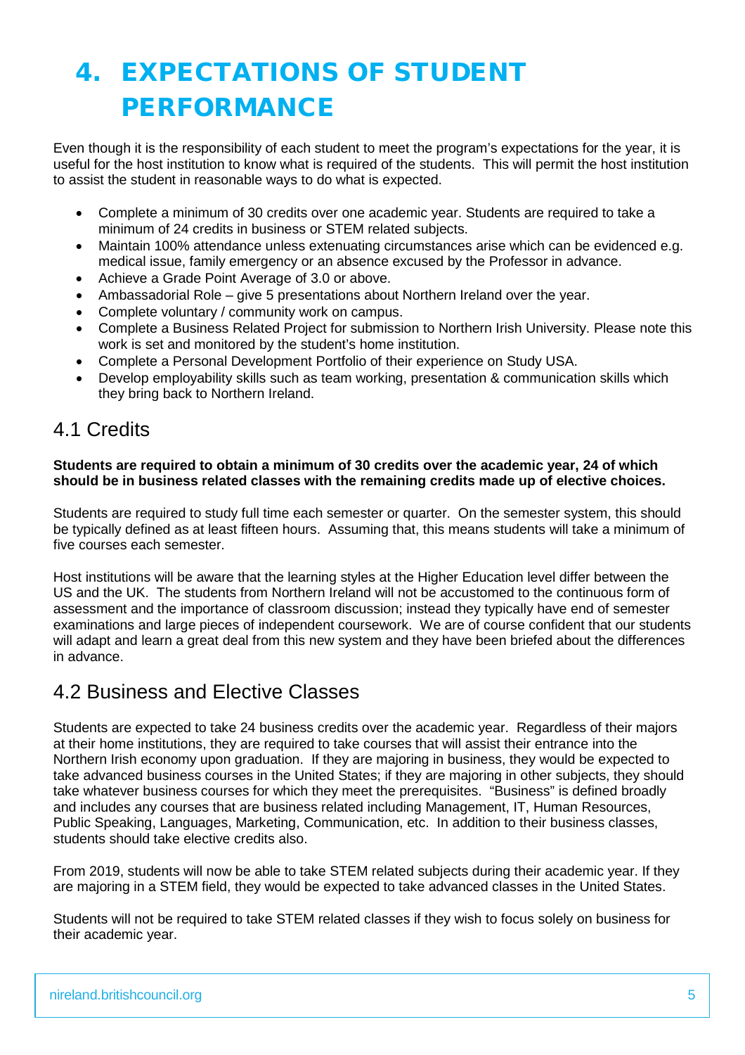# 4. EXPECTATIONS OF STUDENT PERFORMANCE

Even though it is the responsibility of each student to meet the program's expectations for the year, it is useful for the host institution to know what is required of the students. This will permit the host institution to assist the student in reasonable ways to do what is expected.

- Complete a minimum of 30 credits over one academic year. Students are required to take a minimum of 24 credits in business or STEM related subjects.
- Maintain 100% attendance unless extenuating circumstances arise which can be evidenced e.g. medical issue, family emergency or an absence excused by the Professor in advance.
- Achieve a Grade Point Average of 3.0 or above.
- Ambassadorial Role – give 5 presentations about Northern Ireland over the year.
- Complete voluntary / community work on campus.
- Complete a Business Related Project for submission to Northern Irish University. Please note this work is set and monitored by the student's home institution.
- Complete a Personal Development Portfolio of their experience on Study USA.
- Develop employability skills such as team working, presentation & communication skills which they bring back to Northern Ireland.

## 4.1 Credits

**Students are required to obtain a minimum of 30 credits over the academic year, 24 of which should be in business related classes with the remaining credits made up of elective choices.**

Students are required to study full time each semester or quarter. On the semester system, this should be typically defined as at least fifteen hours. Assuming that, this means students will take a minimum of five courses each semester.

Host institutions will be aware that the learning styles at the Higher Education level differ between the US and the UK. The students from Northern Ireland will not be accustomed to the continuous form of assessment and the importance of classroom discussion; instead they typically have end of semester examinations and large pieces of independent coursework. We are of course confident that our students will adapt and learn a great deal from this new system and they have been briefed about the differences in advance.

## 4.2 Business and Elective Classes

Students are expected to take 24 business credits over the academic year. Regardless of their majors at their home institutions, they are required to take courses that will assist their entrance into the Northern Irish economy upon graduation. If they are majoring in business, they would be expected to take advanced business courses in the United States; if they are majoring in other subjects, they should take whatever business courses for which they meet the prerequisites. "Business" is defined broadly and includes any courses that are business related including Management, IT, Human Resources, Public Speaking, Languages, Marketing, Communication, etc. In addition to their business classes, students should take elective credits also.

From 2019, students will now be able to take STEM related subjects during their academic year. If they are majoring in a STEM field, they would be expected to take advanced classes in the United States.

Students will not be required to take STEM related classes if they wish to focus solely on business for their academic year.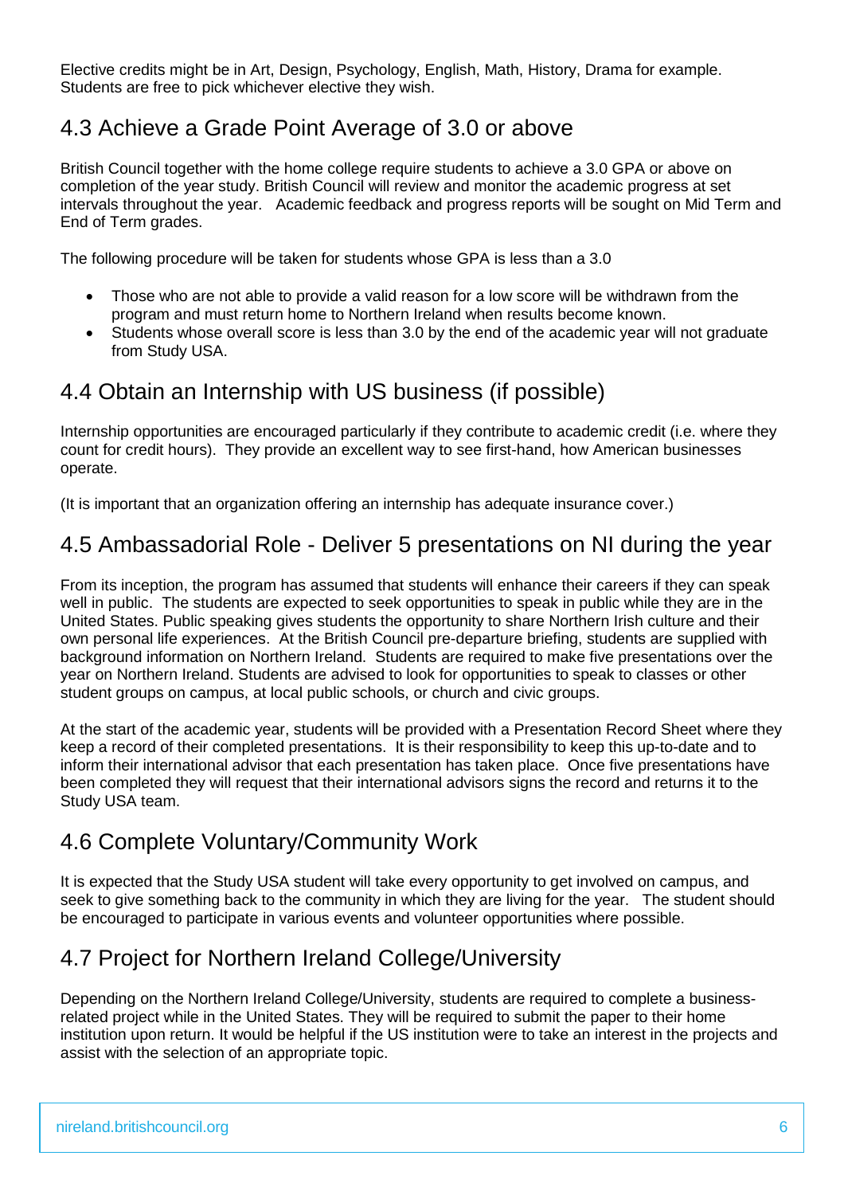Elective credits might be in Art, Design, Psychology, English, Math, History, Drama for example. Students are free to pick whichever elective they wish.

## 4.3 Achieve a Grade Point Average of 3.0 or above

British Council together with the home college require students to achieve a 3.0 GPA or above on completion of the year study. British Council will review and monitor the academic progress at set intervals throughout the year. Academic feedback and progress reports will be sought on Mid Term and End of Term grades.

The following procedure will be taken for students whose GPA is less than a 3.0

- Those who are not able to provide a valid reason for a low score will be withdrawn from the program and must return home to Northern Ireland when results become known.
- Students whose overall score is less than 3.0 by the end of the academic year will not graduate from Study USA.

## 4.4 Obtain an Internship with US business (if possible)

Internship opportunities are encouraged particularly if they contribute to academic credit (i.e. where they count for credit hours). They provide an excellent way to see first-hand, how American businesses operate.

(It is important that an organization offering an internship has adequate insurance cover.)

## 4.5 Ambassadorial Role - Deliver 5 presentations on NI during the year

From its inception, the program has assumed that students will enhance their careers if they can speak well in public. The students are expected to seek opportunities to speak in public while they are in the United States. Public speaking gives students the opportunity to share Northern Irish culture and their own personal life experiences. At the British Council pre-departure briefing, students are supplied with background information on Northern Ireland. Students are required to make five presentations over the year on Northern Ireland. Students are advised to look for opportunities to speak to classes or other student groups on campus, at local public schools, or church and civic groups.

At the start of the academic year, students will be provided with a Presentation Record Sheet where they keep a record of their completed presentations. It is their responsibility to keep this up-to-date and to inform their international advisor that each presentation has taken place. Once five presentations have been completed they will request that their international advisors signs the record and returns it to the Study USA team.

## 4.6 Complete Voluntary/Community Work

It is expected that the Study USA student will take every opportunity to get involved on campus, and seek to give something back to the community in which they are living for the year. The student should be encouraged to participate in various events and volunteer opportunities where possible.

## 4.7 Project for Northern Ireland College/University

Depending on the Northern Ireland College/University, students are required to complete a business-related project while in the United States. They will be required to submit the paper to their home institution upon return. It would be helpful if the US institution were to take an interest in the projects and assist with the selection of an appropriate topic.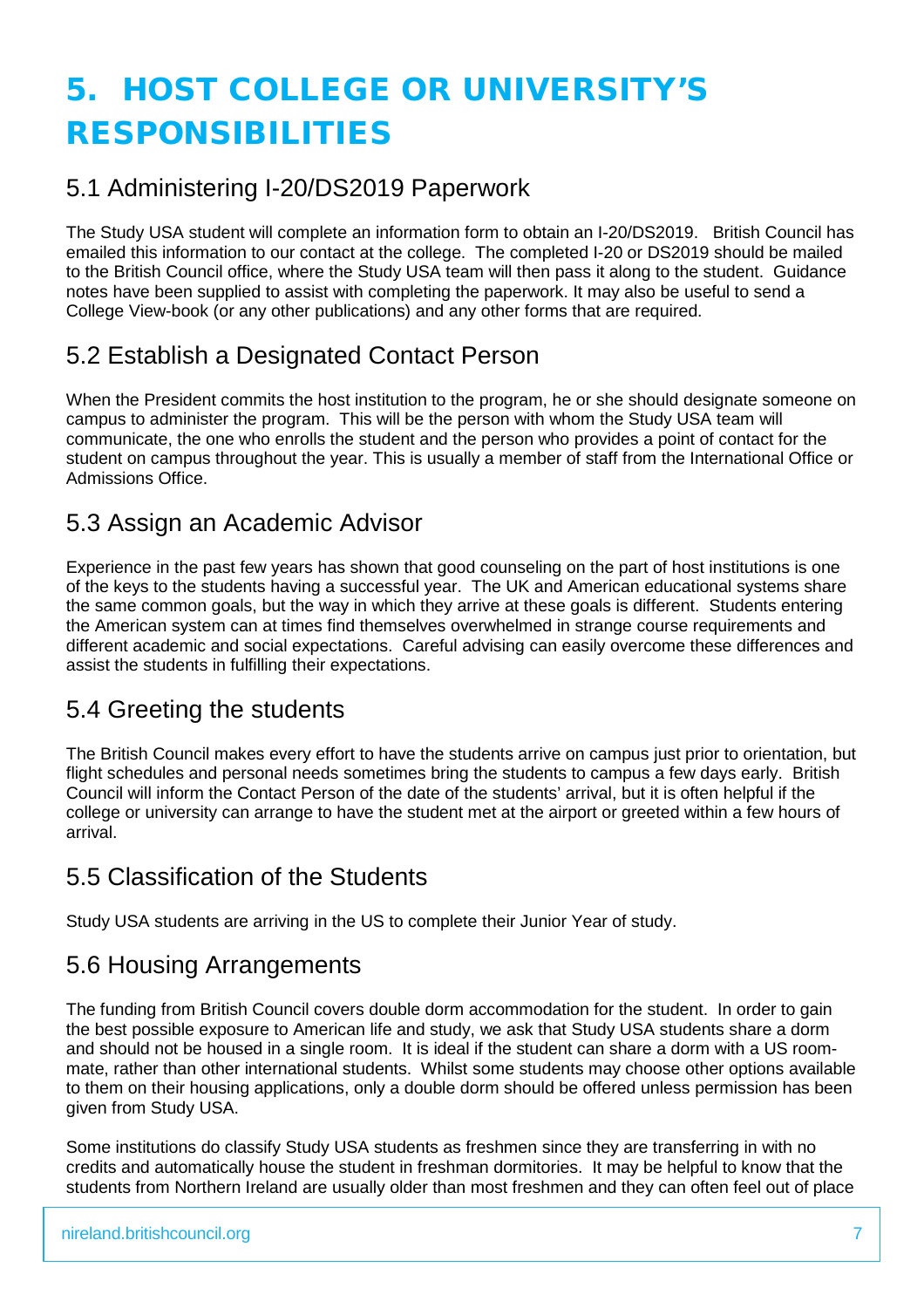# 5. HOST COLLEGE OR UNIVERSITY'S RESPONSIBILITIES

## 5.1 Administering I-20/DS2019 Paperwork

The Study USA student will complete an information form to obtain an I-20/DS2019. British Council has emailed this information to our contact at the college. The completed I-20 or DS2019 should be mailed to the British Council office, where the Study USA team will then pass it along to the student. Guidance notes have been supplied to assist with completing the paperwork. It may also be useful to send a College View-book (or any other publications) and any other forms that are required.

## 5.2 Establish a Designated Contact Person

When the President commits the host institution to the program, he or she should designate someone on campus to administer the program. This will be the person with whom the Study USA team will communicate, the one who enrolls the student and the person who provides a point of contact for the student on campus throughout the year. This is usually a member of staff from the International Office or Admissions Office.

## 5.3 Assign an Academic Advisor

Experience in the past few years has shown that good counseling on the part of host institutions is one of the keys to the students having a successful year. The UK and American educational systems share the same common goals, but the way in which they arrive at these goals is different. Students entering the American system can at times find themselves overwhelmed in strange course requirements and different academic and social expectations. Careful advising can easily overcome these differences and assist the students in fulfilling their expectations.

## 5.4 Greeting the students

The British Council makes every effort to have the students arrive on campus just prior to orientation, but flight schedules and personal needs sometimes bring the students to campus a few days early. British Council will inform the Contact Person of the date of the students' arrival, but it is often helpful if the college or university can arrange to have the student met at the airport or greeted within a few hours of arrival.

## 5.5 Classification of the Students

Study USA students are arriving in the US to complete their Junior Year of study.

## 5.6 Housing Arrangements

The funding from British Council covers double dorm accommodation for the student. In order to gain the best possible exposure to American life and study, we ask that Study USA students share a dorm and should not be housed in a single room. It is ideal if the student can share a dorm with a US room-mate, rather than other international students. Whilst some students may choose other options available to them on their housing applications, only a double dorm should be offered unless permission has been given from Study USA.

Some institutions do classify Study USA students as freshmen since they are transferring in with no credits and automatically house the student in freshman dormitories. It may be helpful to know that the students from Northern Ireland are usually older than most freshmen and they can often feel out of place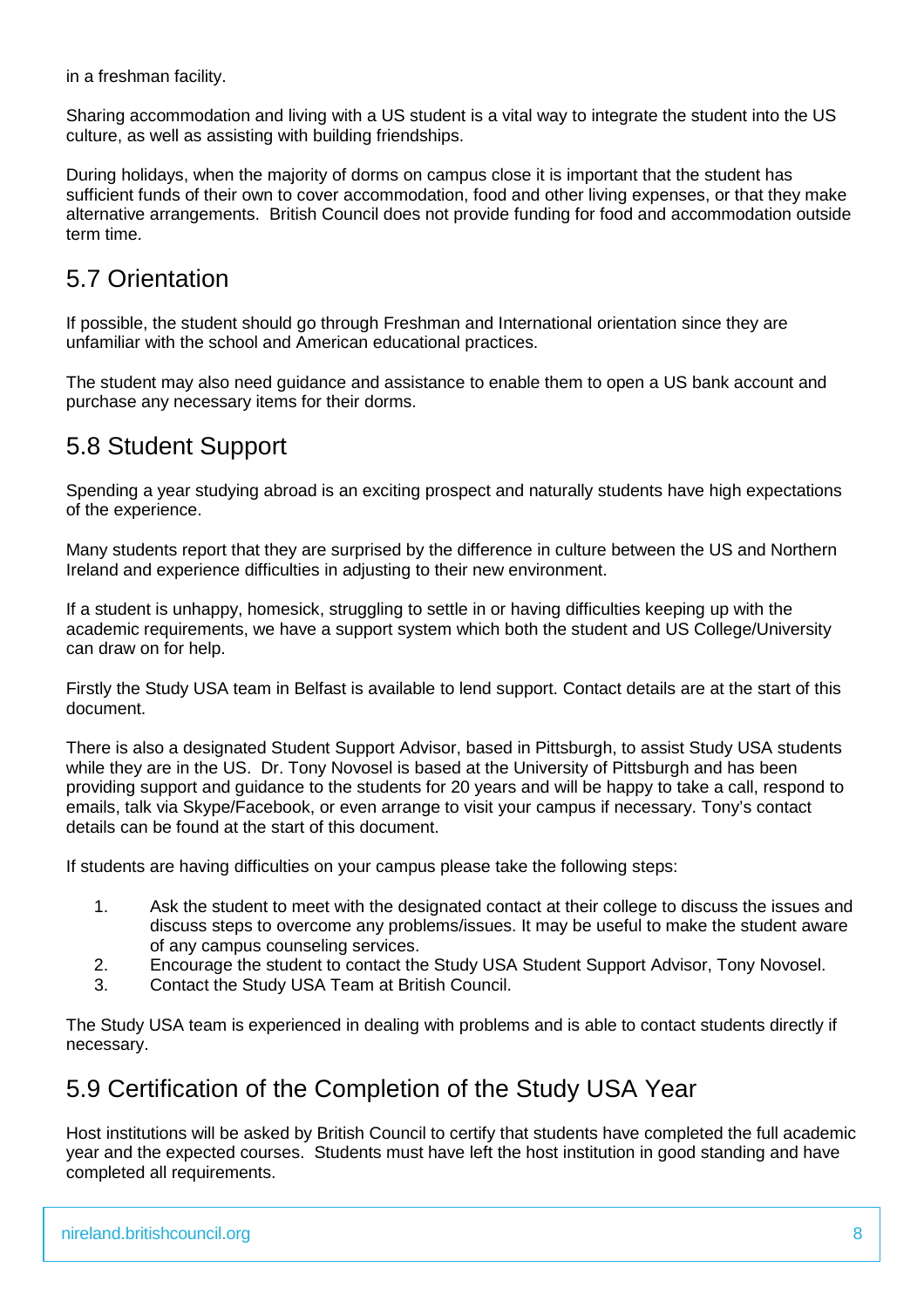in a freshman facility.

Sharing accommodation and living with a US student is a vital way to integrate the student into the US culture, as well as assisting with building friendships.

During holidays, when the majority of dorms on campus close it is important that the student has sufficient funds of their own to cover accommodation, food and other living expenses, or that they make alternative arrangements. British Council does not provide funding for food and accommodation outside term time.

## 5.7 Orientation

If possible, the student should go through Freshman and International orientation since they are unfamiliar with the school and American educational practices.

The student may also need guidance and assistance to enable them to open a US bank account and purchase any necessary items for their dorms.

## 5.8 Student Support

Spending a year studying abroad is an exciting prospect and naturally students have high expectations of the experience.

Many students report that they are surprised by the difference in culture between the US and Northern Ireland and experience difficulties in adjusting to their new environment.

If a student is unhappy, homesick, struggling to settle in or having difficulties keeping up with the academic requirements, we have a support system which both the student and US College/University can draw on for help.

Firstly the Study USA team in Belfast is available to lend support. Contact details are at the start of this document.

There is also a designated Student Support Advisor, based in Pittsburgh, to assist Study USA students while they are in the US. Dr. Tony Novosel is based at the University of Pittsburgh and has been providing support and guidance to the students for 20 years and will be happy to take a call, respond to emails, talk via Skype/Facebook, or even arrange to visit your campus if necessary. Tony's contact details can be found at the start of this document.

If students are having difficulties on your campus please take the following steps:

1. Ask the student to meet with the designated contact at their college to discuss the issues and discuss steps to overcome any problems/issues. It may be useful to make the student aware of any campus counseling services.
2. Encourage the student to contact the Study USA Student Support Advisor, Tony Novosel.
3. Contact the Study USA Team at British Council.

The Study USA team is experienced in dealing with problems and is able to contact students directly if necessary.

## 5.9 Certification of the Completion of the Study USA Year

Host institutions will be asked by British Council to certify that students have completed the full academic year and the expected courses. Students must have left the host institution in good standing and have completed all requirements.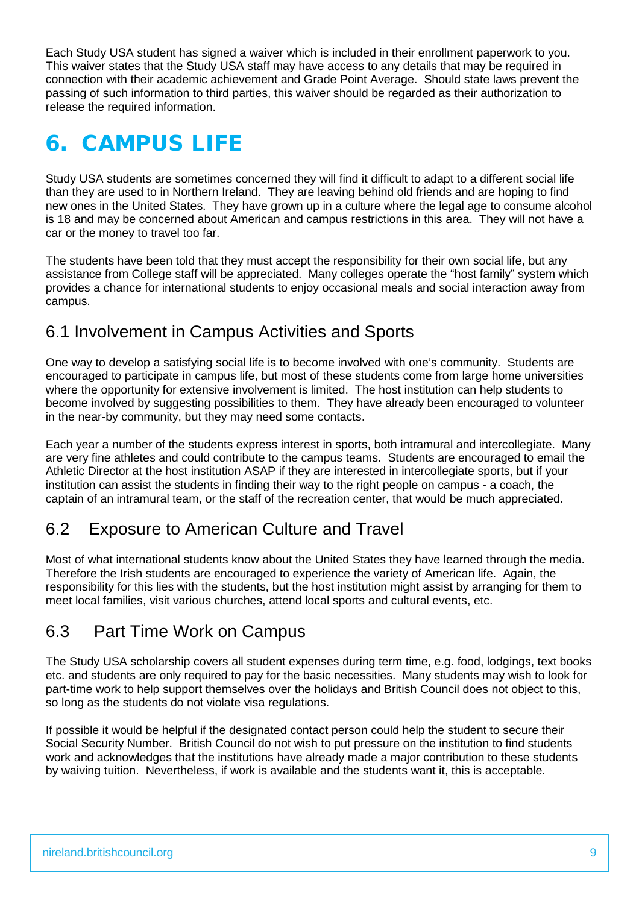Each Study USA student has signed a waiver which is included in their enrollment paperwork to you. This waiver states that the Study USA staff may have access to any details that may be required in connection with their academic achievement and Grade Point Average. Should state laws prevent the passing of such information to third parties, this waiver should be regarded as their authorization to release the required information.

# 6. CAMPUS LIFE

Study USA students are sometimes concerned they will find it difficult to adapt to a different social life than they are used to in Northern Ireland. They are leaving behind old friends and are hoping to find new ones in the United States. They have grown up in a culture where the legal age to consume alcohol is 18 and may be concerned about American and campus restrictions in this area. They will not have a car or the money to travel too far.

The students have been told that they must accept the responsibility for their own social life, but any assistance from College staff will be appreciated. Many colleges operate the "host family" system which provides a chance for international students to enjoy occasional meals and social interaction away from campus.

## 6.1 Involvement in Campus Activities and Sports

One way to develop a satisfying social life is to become involved with one's community. Students are encouraged to participate in campus life, but most of these students come from large home universities where the opportunity for extensive involvement is limited. The host institution can help students to become involved by suggesting possibilities to them. They have already been encouraged to volunteer in the near-by community, but they may need some contacts.

Each year a number of the students express interest in sports, both intramural and intercollegiate. Many are very fine athletes and could contribute to the campus teams. Students are encouraged to email the Athletic Director at the host institution ASAP if they are interested in intercollegiate sports, but if your institution can assist the students in finding their way to the right people on campus - a coach, the captain of an intramural team, or the staff of the recreation center, that would be much appreciated.

## 6.2 Exposure to American Culture and Travel

Most of what international students know about the United States they have learned through the media. Therefore the Irish students are encouraged to experience the variety of American life. Again, the responsibility for this lies with the students, but the host institution might assist by arranging for them to meet local families, visit various churches, attend local sports and cultural events, etc.

## 6.3 Part Time Work on Campus

The Study USA scholarship covers all student expenses during term time, e.g. food, lodgings, text books etc. and students are only required to pay for the basic necessities. Many students may wish to look for part-time work to help support themselves over the holidays and British Council does not object to this, so long as the students do not violate visa regulations.

If possible it would be helpful if the designated contact person could help the student to secure their Social Security Number. British Council do not wish to put pressure on the institution to find students work and acknowledges that the institutions have already made a major contribution to these students by waiving tuition. Nevertheless, if work is available and the students want it, this is acceptable.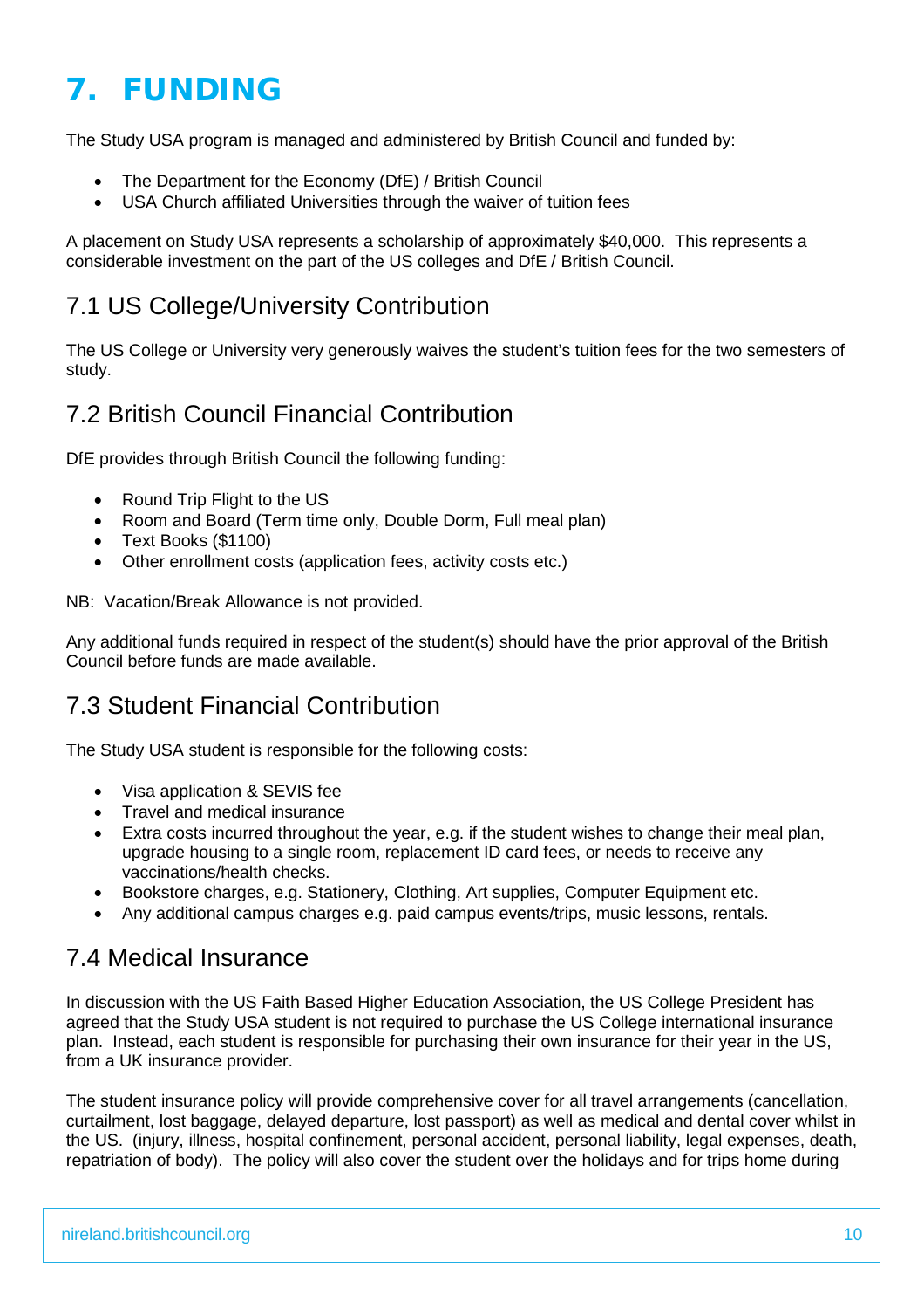# 7. FUNDING

The Study USA program is managed and administered by British Council and funded by:

- The Department for the Economy (DfE) / British Council
- USA Church affiliated Universities through the waiver of tuition fees

A placement on Study USA represents a scholarship of approximately $40,000. This represents a considerable investment on the part of the US colleges and DfE / British Council.

## 7.1 US College/University Contribution

The US College or University very generously waives the student's tuition fees for the two semesters of study.

## 7.2 British Council Financial Contribution

DfE provides through British Council the following funding:

- Round Trip Flight to the US
- Room and Board (Term time only, Double Dorm, Full meal plan)
- Text Books ($1100)
- Other enrollment costs (application fees, activity costs etc.)

NB: Vacation/Break Allowance is not provided.

Any additional funds required in respect of the student(s) should have the prior approval of the British Council before funds are made available.

## 7.3 Student Financial Contribution

The Study USA student is responsible for the following costs:

- Visa application & SEVIS fee
- Travel and medical insurance
- Extra costs incurred throughout the year, e.g. if the student wishes to change their meal plan, upgrade housing to a single room, replacement ID card fees, or needs to receive any vaccinations/health checks.
- Bookstore charges, e.g. Stationery, Clothing, Art supplies, Computer Equipment etc.
- Any additional campus charges e.g. paid campus events/trips, music lessons, rentals.

## 7.4 Medical Insurance

In discussion with the US Faith Based Higher Education Association, the US College President has agreed that the Study USA student is not required to purchase the US College international insurance plan. Instead, each student is responsible for purchasing their own insurance for their year in the US, from a UK insurance provider.

The student insurance policy will provide comprehensive cover for all travel arrangements (cancellation, curtailment, lost baggage, delayed departure, lost passport) as well as medical and dental cover whilst in the US. (injury, illness, hospital confinement, personal accident, personal liability, legal expenses, death, repatriation of body). The policy will also cover the student over the holidays and for trips home during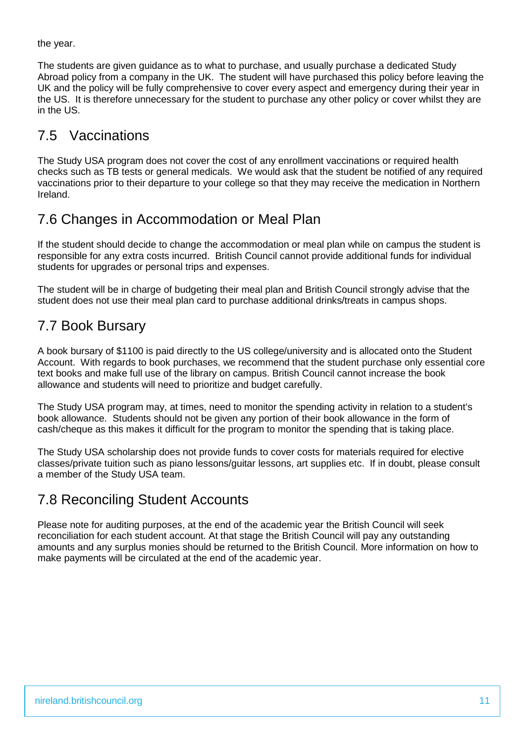the year.

The students are given guidance as to what to purchase, and usually purchase a dedicated Study Abroad policy from a company in the UK. The student will have purchased this policy before leaving the UK and the policy will be fully comprehensive to cover every aspect and emergency during their year in the US. It is therefore unnecessary for the student to purchase any other policy or cover whilst they are in the US.

## 7.5 Vaccinations

The Study USA program does not cover the cost of any enrollment vaccinations or required health checks such as TB tests or general medicals. We would ask that the student be notified of any required vaccinations prior to their departure to your college so that they may receive the medication in Northern Ireland.

## 7.6 Changes in Accommodation or Meal Plan

If the student should decide to change the accommodation or meal plan while on campus the student is responsible for any extra costs incurred. British Council cannot provide additional funds for individual students for upgrades or personal trips and expenses.

The student will be in charge of budgeting their meal plan and British Council strongly advise that the student does not use their meal plan card to purchase additional drinks/treats in campus shops.

## 7.7 Book Bursary

A book bursary of $1100 is paid directly to the US college/university and is allocated onto the Student Account. With regards to book purchases, we recommend that the student purchase only essential core text books and make full use of the library on campus. British Council cannot increase the book allowance and students will need to prioritize and budget carefully.

The Study USA program may, at times, need to monitor the spending activity in relation to a student's book allowance. Students should not be given any portion of their book allowance in the form of cash/cheque as this makes it difficult for the program to monitor the spending that is taking place.

The Study USA scholarship does not provide funds to cover costs for materials required for elective classes/private tuition such as piano lessons/guitar lessons, art supplies etc. If in doubt, please consult a member of the Study USA team.

## 7.8 Reconciling Student Accounts

Please note for auditing purposes, at the end of the academic year the British Council will seek reconciliation for each student account. At that stage the British Council will pay any outstanding amounts and any surplus monies should be returned to the British Council. More information on how to make payments will be circulated at the end of the academic year.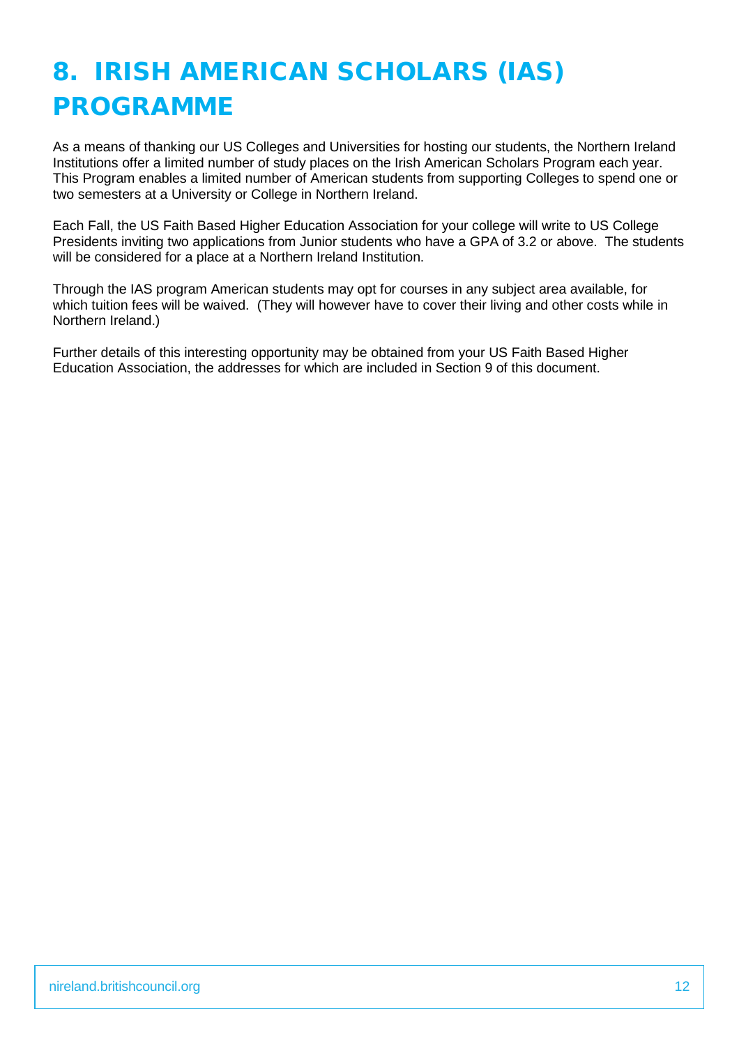# 8. IRISH AMERICAN SCHOLARS (IAS) PROGRAMME

As a means of thanking our US Colleges and Universities for hosting our students, the Northern Ireland Institutions offer a limited number of study places on the Irish American Scholars Program each year. This Program enables a limited number of American students from supporting Colleges to spend one or two semesters at a University or College in Northern Ireland.

Each Fall, the US Faith Based Higher Education Association for your college will write to US College Presidents inviting two applications from Junior students who have a GPA of 3.2 or above. The students will be considered for a place at a Northern Ireland Institution.

Through the IAS program American students may opt for courses in any subject area available, for which tuition fees will be waived. (They will however have to cover their living and other costs while in Northern Ireland.)

Further details of this interesting opportunity may be obtained from your US Faith Based Higher Education Association, the addresses for which are included in Section 9 of this document.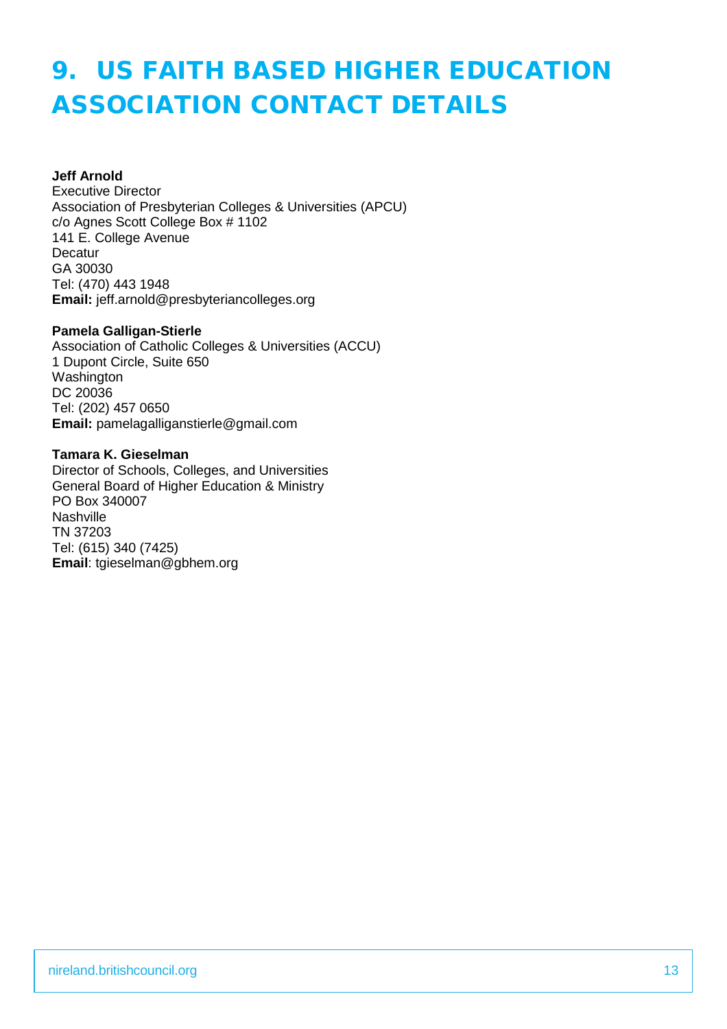# 9. US FAITH BASED HIGHER EDUCATION ASSOCIATION CONTACT DETAILS

**Jeff Arnold**  
Executive Director  
Association of Presbyterian Colleges & Universities (APCU)  
c/o Agnes Scott College Box # 1102  
141 E. College Avenue  
Decatur  
GA 30030  
Tel: (470) 443 1948  
**Email:** jeff.arnold@presbyteriancolleges.org

**Pamela Galligan-Stierle**  
Association of Catholic Colleges & Universities (ACCU)  
1 Dupont Circle, Suite 650  
Washington  
DC 20036  
Tel: (202) 457 0650  
**Email:** pamelagalliganstierle@gmail.com

**Tamara K. Gieselman**  
Director of Schools, Colleges, and Universities  
General Board of Higher Education & Ministry  
PO Box 340007  
Nashville  
TN 37203  
Tel: (615) 340 (7425)  
**Email**: tgieselman@gbhem.org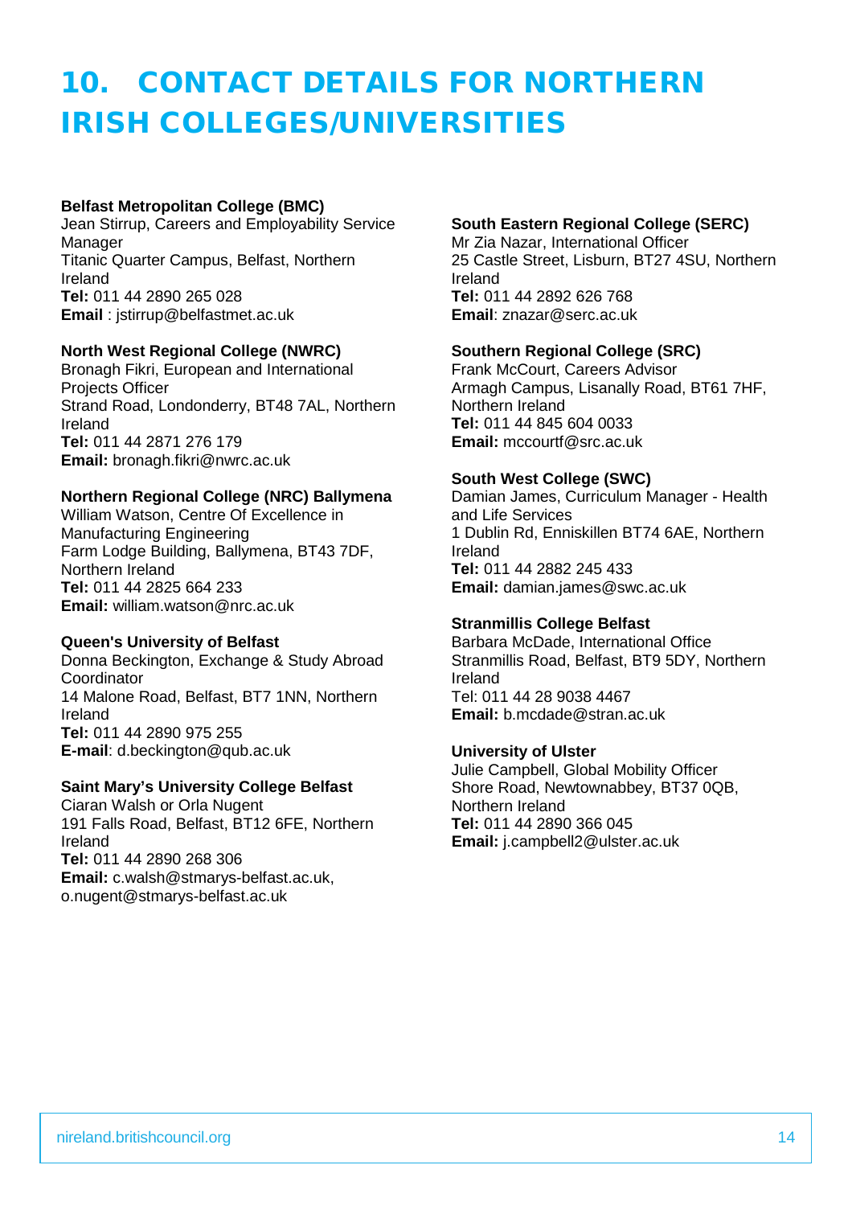# 10. CONTACT DETAILS FOR NORTHERN IRISH COLLEGES/UNIVERSITIES

**Belfast Metropolitan College (BMC)**
Jean Stirrup, Careers and Employability Service Manager
Titanic Quarter Campus, Belfast, Northern Ireland
**Tel:** 011 44 2890 265 028
**Email** : jstirrup@belfastmet.ac.uk

**North West Regional College (NWRC)**
Bronagh Fikri, European and International Projects Officer
Strand Road, Londonderry, BT48 7AL, Northern Ireland
**Tel:** 011 44 2871 276 179
**Email:** bronagh.fikri@nwrc.ac.uk

**Northern Regional College (NRC) Ballymena**
William Watson, Centre Of Excellence in Manufacturing Engineering
Farm Lodge Building, Ballymena, BT43 7DF, Northern Ireland
**Tel:** 011 44 2825 664 233
**Email:** william.watson@nrc.ac.uk

**Queen's University of Belfast**
Donna Beckington, Exchange & Study Abroad Coordinator
14 Malone Road, Belfast, BT7 1NN, Northern Ireland
**Tel:** 011 44 2890 975 255
**E-mail**: d.beckington@qub.ac.uk

**Saint Mary's University College Belfast**
Ciaran Walsh or Orla Nugent
191 Falls Road, Belfast, BT12 6FE, Northern Ireland
**Tel:** 011 44 2890 268 306
**Email:** c.walsh@stmarys-belfast.ac.uk, o.nugent@stmarys-belfast.ac.uk

**South Eastern Regional College (SERC)**
Mr Zia Nazar, International Officer
25 Castle Street, Lisburn, BT27 4SU, Northern Ireland
**Tel:** 011 44 2892 626 768
**Email**: znazar@serc.ac.uk

**Southern Regional College (SRC)**
Frank McCourt, Careers Advisor
Armagh Campus, Lisanally Road, BT61 7HF, Northern Ireland
**Tel:** 011 44 845 604 0033
**Email:** mccourtf@src.ac.uk

**South West College (SWC)**
Damian James, Curriculum Manager - Health and Life Services
1 Dublin Rd, Enniskillen BT74 6AE, Northern Ireland
**Tel:** 011 44 2882 245 433
**Email:** damian.james@swc.ac.uk

**Stranmillis College Belfast**
Barbara McDade, International Office
Stranmillis Road, Belfast, BT9 5DY, Northern Ireland
Tel: 011 44 28 9038 4467
**Email:** b.mcdade@stran.ac.uk

**University of Ulster**
Julie Campbell, Global Mobility Officer
Shore Road, Newtownabbey, BT37 0QB, Northern Ireland
**Tel:** 011 44 2890 366 045
**Email:** j.campbell2@ulster.ac.uk